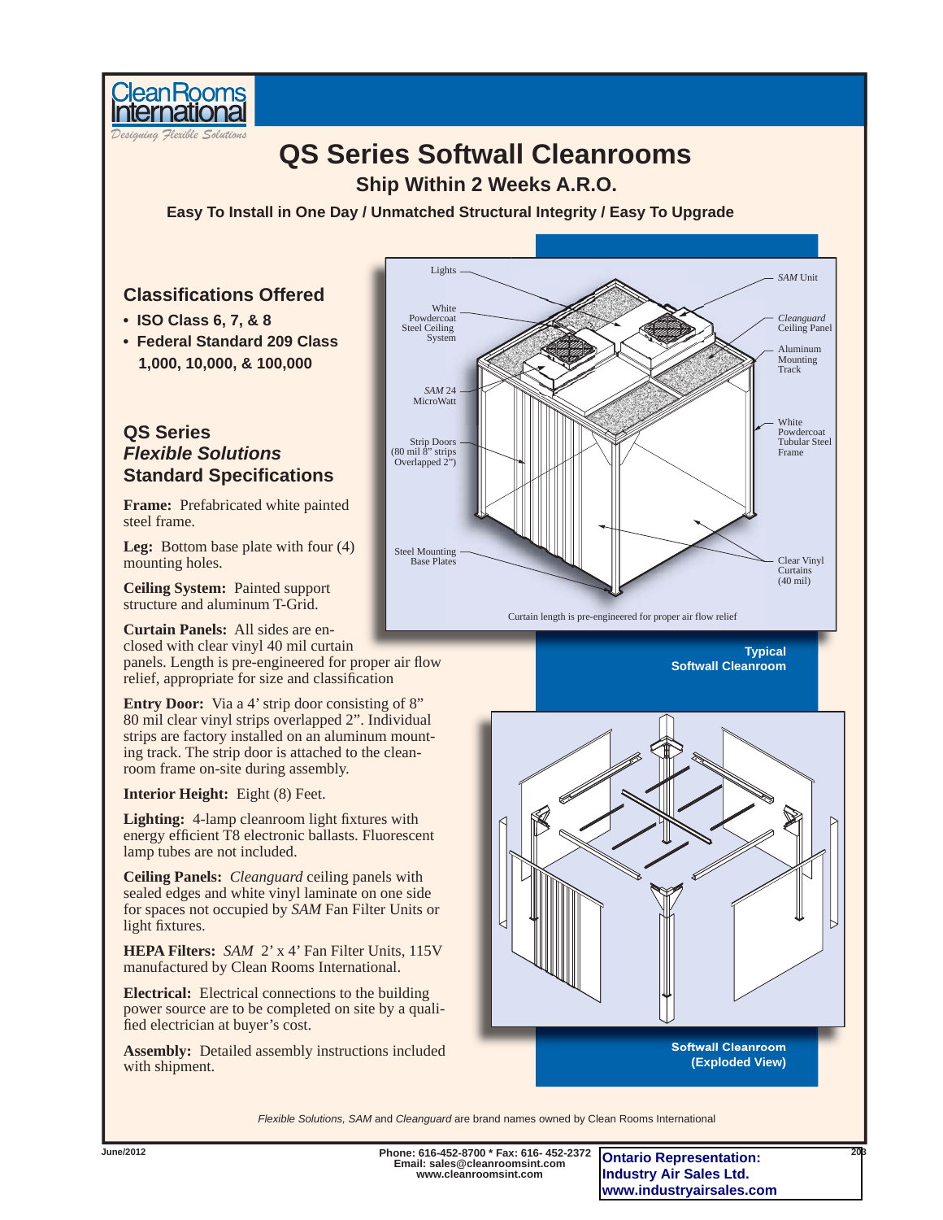Clean Rooms International
*Designing Flexible Solutions*

# QS Series Softwall Cleanrooms

## Ship Within 2 Weeks A.R.O.

**Easy To Install in One Day / Unmatched Structural Integrity / Easy To Upgrade**

## Classifications Offered

- **ISO Class 6, 7, & 8**
- **Federal Standard 209 Class 1,000, 10,000, & 100,000**

## QS Series *Flexible Solutions* Standard Specifications

**Frame:** Prefabricated white painted steel frame.

**Leg:** Bottom base plate with four (4) mounting holes.

**Ceiling System:** Painted support structure and aluminum T-Grid.

**Curtain Panels:** All sides are enclosed with clear vinyl 40 mil curtain panels. Length is pre-engineered for proper air flow relief, appropriate for size and classification

**Entry Door:** Via a 4' strip door consisting of 8" 80 mil clear vinyl strips overlapped 2". Individual strips are factory installed on an aluminum mounting track. The strip door is attached to the cleanroom frame on-site during assembly.

**Interior Height:** Eight (8) Feet.

**Lighting:** 4-lamp cleanroom light fixtures with energy efficient T8 electronic ballasts. Fluorescent lamp tubes are not included.

**Ceiling Panels:** *Cleanguard* ceiling panels with sealed edges and white vinyl laminate on one side for spaces not occupied by *SAM* Fan Filter Units or light fixtures.

**HEPA Filters:** *SAM* 2' x 4' Fan Filter Units, 115V manufactured by Clean Rooms International.

**Electrical:** Electrical connections to the building power source are to be completed on site by a qualified electrician at buyer's cost.

**Assembly:** Detailed assembly instructions included with shipment.

Lights; White Powdercoat Steel Ceiling System; *SAM* 24 MicroWatt; Strip Doors (80 mil 8" strips Overlapped 2"); Steel Mounting Base Plates; *SAM* Unit; *Cleanguard* Ceiling Panel; Aluminum Mounting Track; White Powdercoat Tubular Steel Frame; Clear Vinyl Curtains (40 mil)

Curtain length is pre-engineered for proper air flow relief

**Typical Softwall Cleanroom**

**Softwall Cleanroom (Exploded View)**

*Flexible Solutions, SAM* and *Cleanguard* are brand names owned by Clean Rooms International

June/2012

**Phone: 616-452-8700 * Fax: 616- 452-2372**
**Email: sales@cleanroomsint.com**
**www.cleanroomsint.com**

**Ontario Representation:**
**Industry Air Sales Ltd.**
**www.industryairsales.com**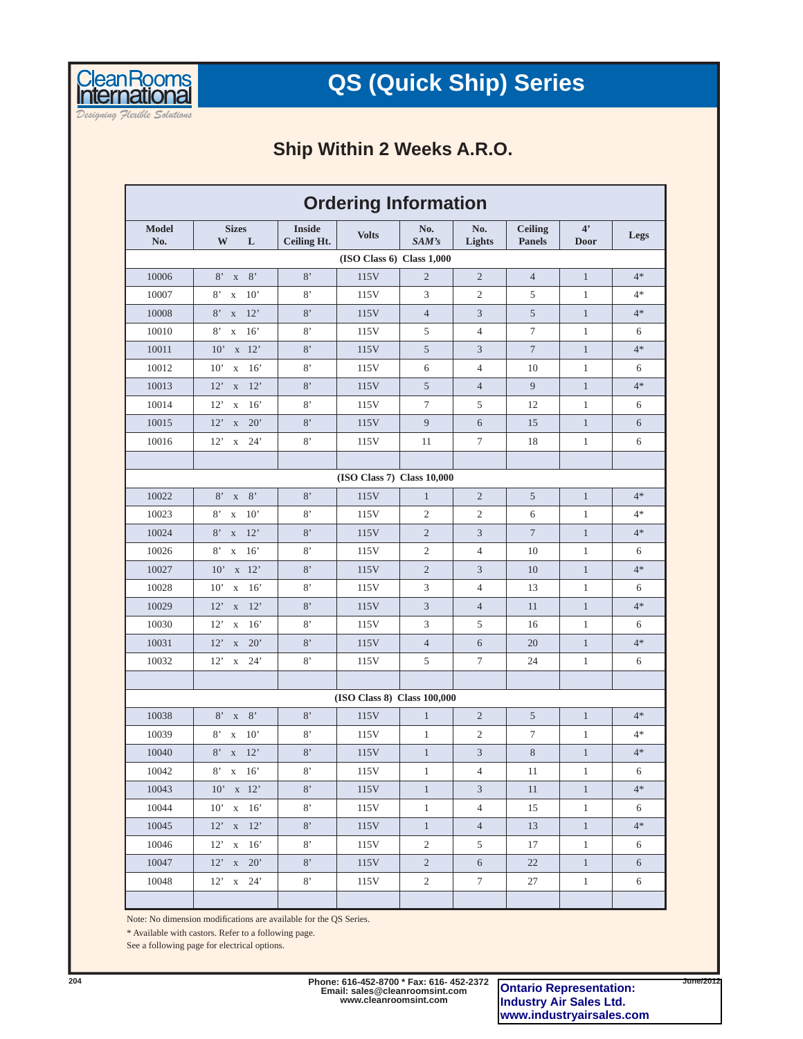CleanRooms International

*Designing Flexible Solutions*

# QS (Quick Ship) Series

## Ship Within 2 Weeks A.R.O.

### Ordering Information

| Model No. | Sizes W L | Inside Ceiling Ht. | Volts | No. *SAM's* | No. Lights | Ceiling Panels | 4' Door | Legs |
|---|---|---|---|---|---|---|---|---|
| | | | | (ISO Class 6) Class 1,000 | | | | |
| 10006 | 8' x 8' | 8' | 115V | 2 | 2 | 4 | 1 | 4* |
| 10007 | 8' x 10' | 8' | 115V | 3 | 2 | 5 | 1 | 4* |
| 10008 | 8' x 12' | 8' | 115V | 4 | 3 | 5 | 1 | 4* |
| 10010 | 8' x 16' | 8' | 115V | 5 | 4 | 7 | 1 | 6 |
| 10011 | 10' x 12' | 8' | 115V | 5 | 3 | 7 | 1 | 4* |
| 10012 | 10' x 16' | 8' | 115V | 6 | 4 | 10 | 1 | 6 |
| 10013 | 12' x 12' | 8' | 115V | 5 | 4 | 9 | 1 | 4* |
| 10014 | 12' x 16' | 8' | 115V | 7 | 5 | 12 | 1 | 6 |
| 10015 | 12' x 20' | 8' | 115V | 9 | 6 | 15 | 1 | 6 |
| 10016 | 12' x 24' | 8' | 115V | 11 | 7 | 18 | 1 | 6 |
| | | | | | | | | |
| | | | | (ISO Class 7) Class 10,000 | | | | |
| 10022 | 8' x 8' | 8' | 115V | 1 | 2 | 5 | 1 | 4* |
| 10023 | 8' x 10' | 8' | 115V | 2 | 2 | 6 | 1 | 4* |
| 10024 | 8' x 12' | 8' | 115V | 2 | 3 | 7 | 1 | 4* |
| 10026 | 8' x 16' | 8' | 115V | 2 | 4 | 10 | 1 | 6 |
| 10027 | 10' x 12' | 8' | 115V | 2 | 3 | 10 | 1 | 4* |
| 10028 | 10' x 16' | 8' | 115V | 3 | 4 | 13 | 1 | 6 |
| 10029 | 12' x 12' | 8' | 115V | 3 | 4 | 11 | 1 | 4* |
| 10030 | 12' x 16' | 8' | 115V | 3 | 5 | 16 | 1 | 6 |
| 10031 | 12' x 20' | 8' | 115V | 4 | 6 | 20 | 1 | 4* |
| 10032 | 12' x 24' | 8' | 115V | 5 | 7 | 24 | 1 | 6 |
| | | | | | | | | |
| | | | | (ISO Class 8) Class 100,000 | | | | |
| 10038 | 8' x 8' | 8' | 115V | 1 | 2 | 5 | 1 | 4* |
| 10039 | 8' x 10' | 8' | 115V | 1 | 2 | 7 | 1 | 4* |
| 10040 | 8' x 12' | 8' | 115V | 1 | 3 | 8 | 1 | 4* |
| 10042 | 8' x 16' | 8' | 115V | 1 | 4 | 11 | 1 | 6 |
| 10043 | 10' x 12' | 8' | 115V | 1 | 3 | 11 | 1 | 4* |
| 10044 | 10' x 16' | 8' | 115V | 1 | 4 | 15 | 1 | 6 |
| 10045 | 12' x 12' | 8' | 115V | 1 | 4 | 13 | 1 | 4* |
| 10046 | 12' x 16' | 8' | 115V | 2 | 5 | 17 | 1 | 6 |
| 10047 | 12' x 20' | 8' | 115V | 2 | 6 | 22 | 1 | 6 |
| 10048 | 12' x 24' | 8' | 115V | 2 | 7 | 27 | 1 | 6 |
| | | | | | | | | |

Note: No dimension modifications are available for the QS Series.

* Available with castors. Refer to a following page.

See a following page for electrical options.

Phone: 616-452-8700 * Fax: 616- 452-2372
Email: sales@cleanroomsint.com
www.cleanroomsint.com

**Ontario Representation:**
**Industry Air Sales Ltd.**
**www.industryairsales.com**